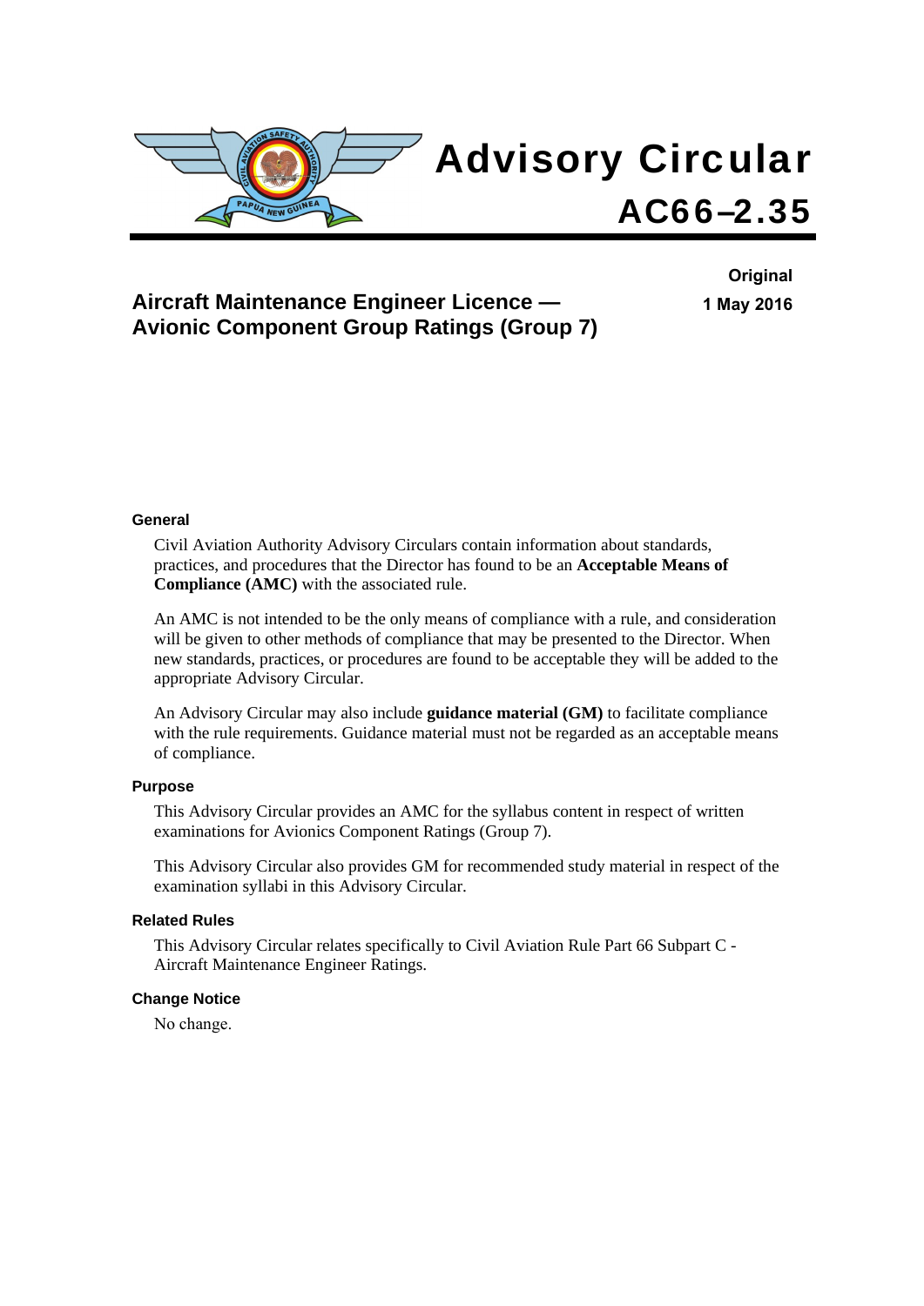# Advisory Circular

# AC66–2.35

**Original**

**1 May 2016**

## Aircraft Maintenance Engineer Licence — Avionic Component Group Ratings (Group 7)

### General

Civil Aviation Authority Advisory Circulars contain information about standards, practices, and procedures that the Director has found to be an **Acceptable Means of Compliance (AMC)** with the associated rule.

An AMC is not intended to be the only means of compliance with a rule, and consideration will be given to other methods of compliance that may be presented to the Director. When new standards, practices, or procedures are found to be acceptable they will be added to the appropriate Advisory Circular.

An Advisory Circular may also include **guidance material (GM)** to facilitate compliance with the rule requirements. Guidance material must not be regarded as an acceptable means of compliance.

### Purpose

This Advisory Circular provides an AMC for the syllabus content in respect of written examinations for Avionics Component Ratings (Group 7).

This Advisory Circular also provides GM for recommended study material in respect of the examination syllabi in this Advisory Circular.

### Related Rules

This Advisory Circular relates specifically to Civil Aviation Rule Part 66 Subpart C - Aircraft Maintenance Engineer Ratings.

### Change Notice

No change.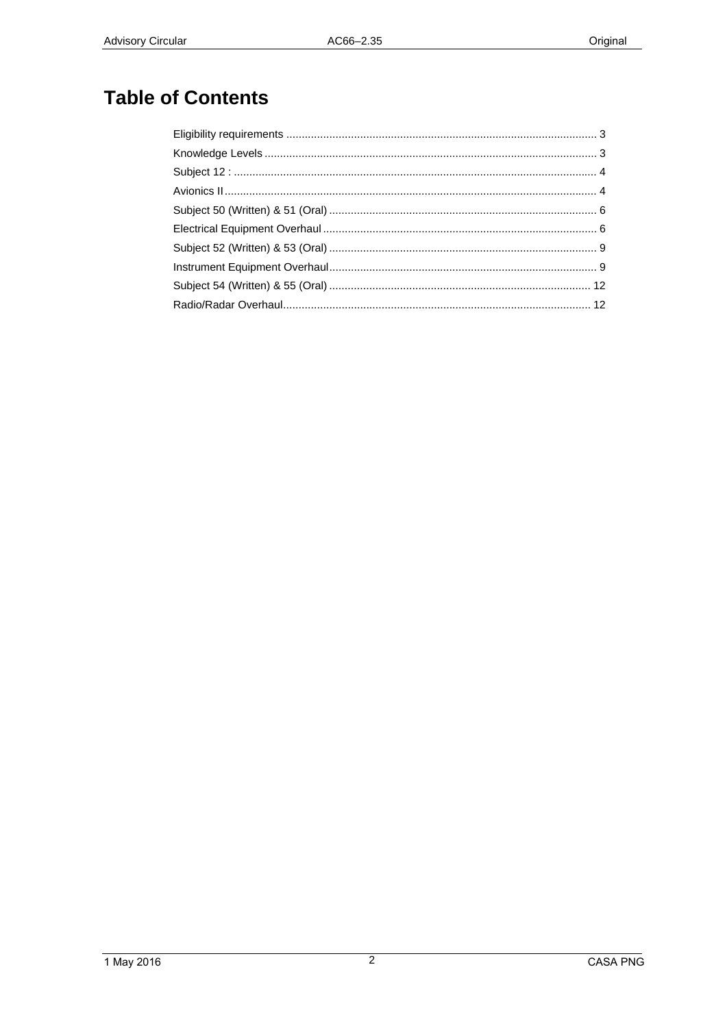# Table of Contents

Eligibility requirements .................................................................................................... 3
Knowledge Levels ........................................................................................................... 3
Subject 12 : ..................................................................................................................... 4
Avionics II ........................................................................................................................ 4
Subject 50 (Written) & 51 (Oral) ...................................................................................... 6
Electrical Equipment Overhaul ........................................................................................ 6
Subject 52 (Written) & 53 (Oral) ...................................................................................... 9
Instrument Equipment Overhaul ...................................................................................... 9
Subject 54 (Written) & 55 (Oral) .................................................................................... 12
Radio/Radar Overhaul ................................................................................................... 12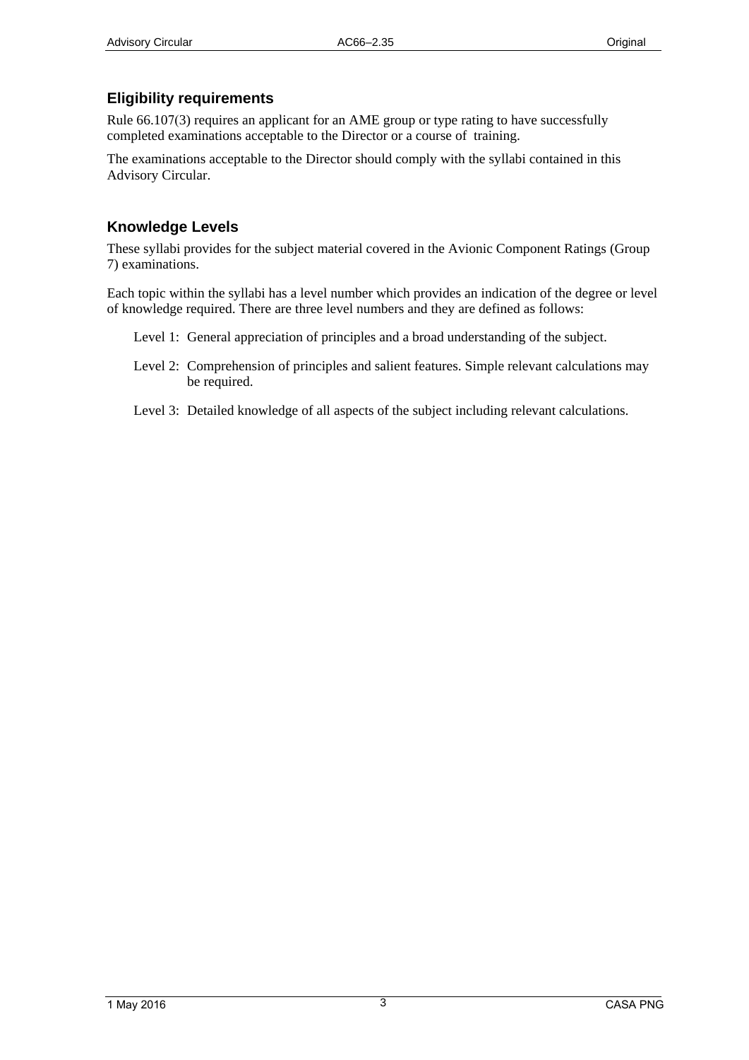## Eligibility requirements

Rule 66.107(3) requires an applicant for an AME group or type rating to have successfully completed examinations acceptable to the Director or a course of training.

The examinations acceptable to the Director should comply with the syllabi contained in this Advisory Circular.

## Knowledge Levels

These syllabi provides for the subject material covered in the Avionic Component Ratings (Group 7) examinations.

Each topic within the syllabi has a level number which provides an indication of the degree or level of knowledge required. There are three level numbers and they are defined as follows:

Level 1: General appreciation of principles and a broad understanding of the subject.

Level 2: Comprehension of principles and salient features. Simple relevant calculations may be required.

Level 3: Detailed knowledge of all aspects of the subject including relevant calculations.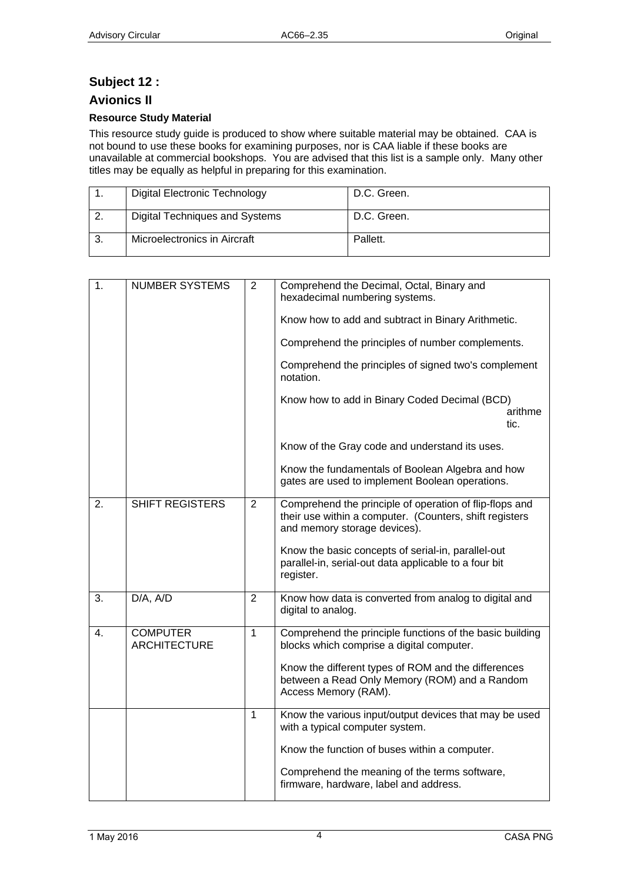## Subject 12 :

## Avionics II

### Resource Study Material

This resource study guide is produced to show where suitable material may be obtained. CAA is not bound to use these books for examining purposes, nor is CAA liable if these books are unavailable at commercial bookshops. You are advised that this list is a sample only. Many other titles may be equally as helpful in preparing for this examination.

| | | |
|---|---|---|
| 1. | Digital Electronic Technology | D.C. Green. |
| 2. | Digital Techniques and Systems | D.C. Green. |
| 3. | Microelectronics in Aircraft | Pallett. |

| | | | |
|---|---|---|---|
| 1. | NUMBER SYSTEMS | 2 | Comprehend the Decimal, Octal, Binary and hexadecimal numbering systems.<br><br>Know how to add and subtract in Binary Arithmetic.<br><br>Comprehend the principles of number complements.<br><br>Comprehend the principles of signed two's complement notation.<br><br>Know how to add in Binary Coded Decimal (BCD) arithmetic.<br><br>Know of the Gray code and understand its uses.<br><br>Know the fundamentals of Boolean Algebra and how gates are used to implement Boolean operations. |
| 2. | SHIFT REGISTERS | 2 | Comprehend the principle of operation of flip-flops and their use within a computer. (Counters, shift registers and memory storage devices).<br><br>Know the basic concepts of serial-in, parallel-out parallel-in, serial-out data applicable to a four bit register. |
| 3. | D/A, A/D | 2 | Know how data is converted from analog to digital and digital to analog. |
| 4. | COMPUTER ARCHITECTURE | 1 | Comprehend the principle functions of the basic building blocks which comprise a digital computer.<br><br>Know the different types of ROM and the differences between a Read Only Memory (ROM) and a Random Access Memory (RAM). |
| | | 1 | Know the various input/output devices that may be used with a typical computer system.<br><br>Know the function of buses within a computer.<br><br>Comprehend the meaning of the terms software, firmware, hardware, label and address. |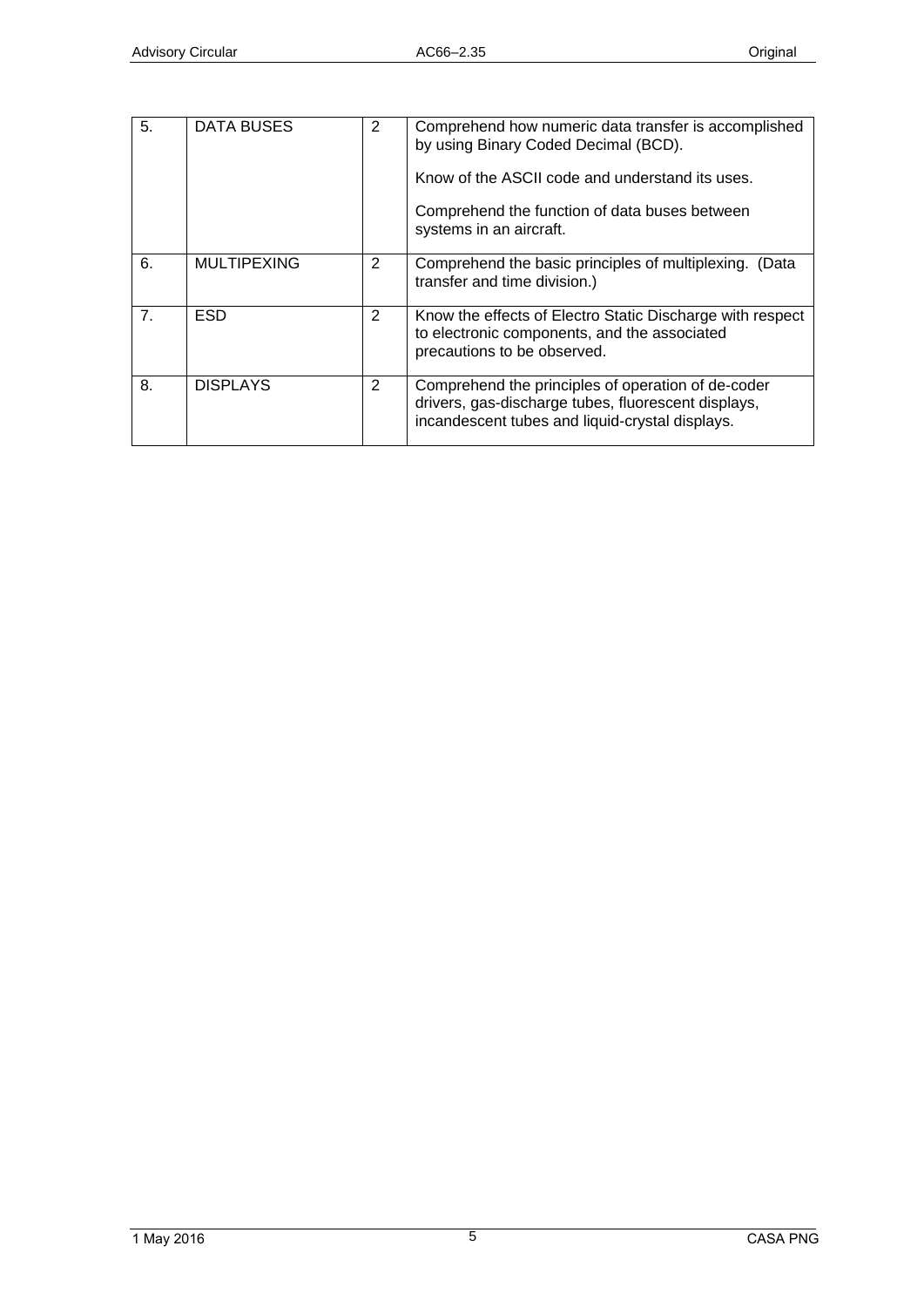| 5. | DATA BUSES | 2 | Comprehend how numeric data transfer is accomplished by using Binary Coded Decimal (BCD).<br><br>Know of the ASCII code and understand its uses.<br><br>Comprehend the function of data buses between systems in an aircraft. |
|---|---|---|---|
| 6. | MULTIPEXING | 2 | Comprehend the basic principles of multiplexing. (Data transfer and time division.) |
| 7. | ESD | 2 | Know the effects of Electro Static Discharge with respect to electronic components, and the associated precautions to be observed. |
| 8. | DISPLAYS | 2 | Comprehend the principles of operation of de-coder drivers, gas-discharge tubes, fluorescent displays, incandescent tubes and liquid-crystal displays. |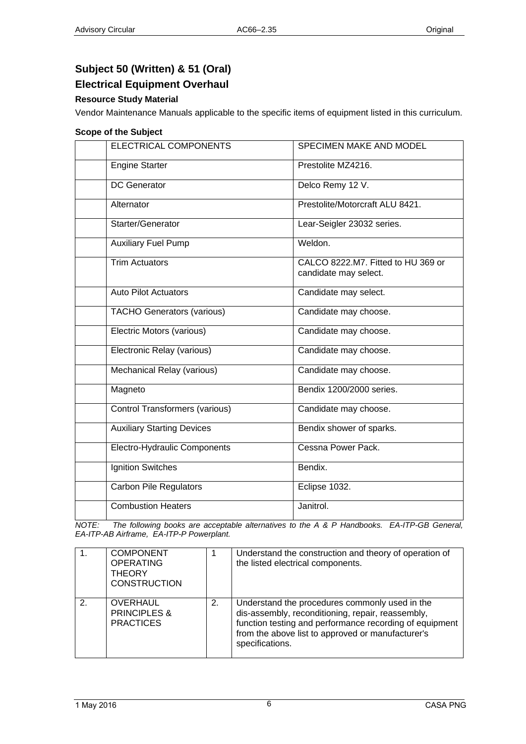## Subject 50 (Written) & 51 (Oral)

## Electrical Equipment Overhaul

### Resource Study Material

Vendor Maintenance Manuals applicable to the specific items of equipment listed in this curriculum.

### Scope of the Subject

| | ELECTRICAL COMPONENTS | SPECIMEN MAKE AND MODEL |
|---|---|---|
| | Engine Starter | Prestolite MZ4216. |
| | DC Generator | Delco Remy 12 V. |
| | Alternator | Prestolite/Motorcraft ALU 8421. |
| | Starter/Generator | Lear-Seigler 23032 series. |
| | Auxiliary Fuel Pump | Weldon. |
| | Trim Actuators | CALCO 8222.M7. Fitted to HU 369 or candidate may select. |
| | Auto Pilot Actuators | Candidate may select. |
| | TACHO Generators (various) | Candidate may choose. |
| | Electric Motors (various) | Candidate may choose. |
| | Electronic Relay (various) | Candidate may choose. |
| | Mechanical Relay (various) | Candidate may choose. |
| | Magneto | Bendix 1200/2000 series. |
| | Control Transformers (various) | Candidate may choose. |
| | Auxiliary Starting Devices | Bendix shower of sparks. |
| | Electro-Hydraulic Components | Cessna Power Pack. |
| | Ignition Switches | Bendix. |
| | Carbon Pile Regulators | Eclipse 1032. |
| | Combustion Heaters | Janitrol. |

*NOTE: The following books are acceptable alternatives to the A & P Handbooks. EA-ITP-GB General, EA-ITP-AB Airframe, EA-ITP-P Powerplant.*

| 1. | COMPONENT OPERATING THEORY CONSTRUCTION | 1 | Understand the construction and theory of operation of the listed electrical components. |
|---|---|---|---|
| 2. | OVERHAUL PRINCIPLES & PRACTICES | 2. | Understand the procedures commonly used in the dis-assembly, reconditioning, repair, reassembly, function testing and performance recording of equipment from the above list to approved or manufacturer's specifications. |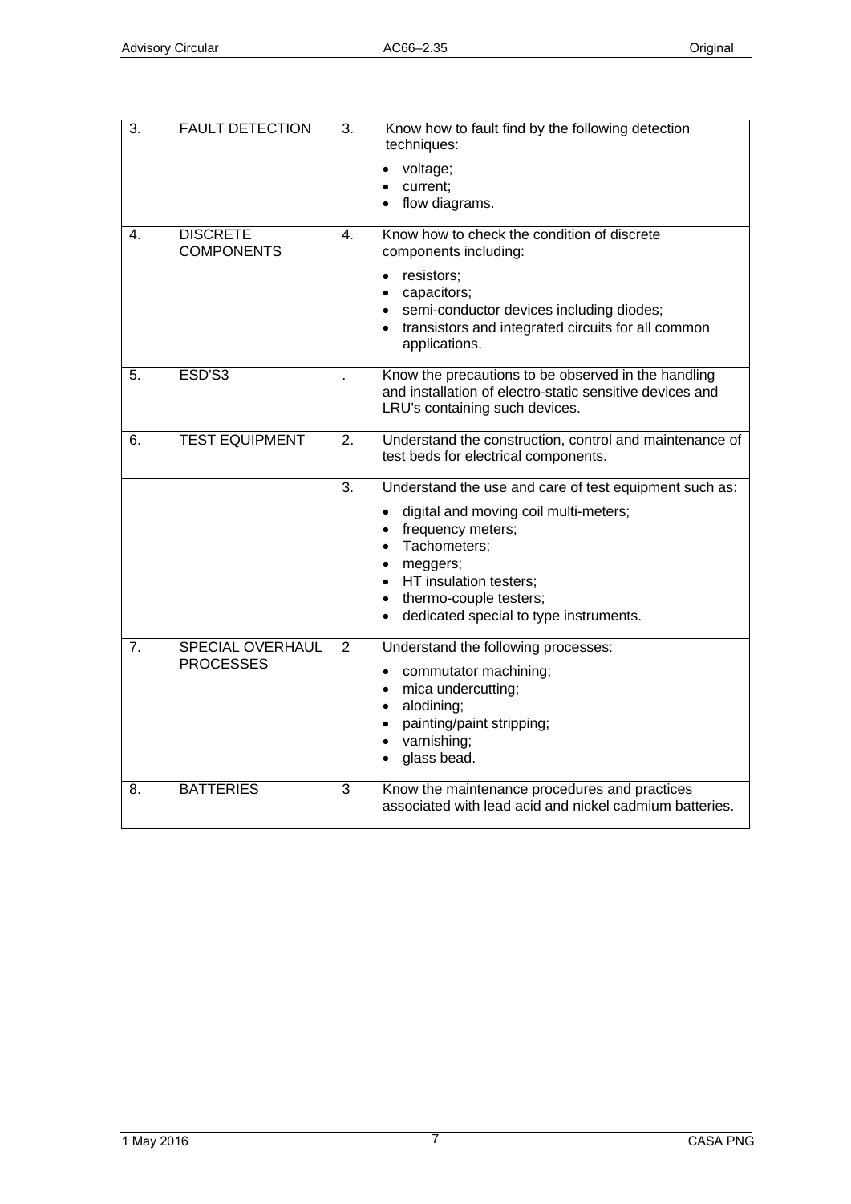| | | | |
|---|---|---|---|
| 3. | FAULT DETECTION | 3. | Know how to fault find by the following detection techniques:<br>• voltage;<br>• current;<br>• flow diagrams. |
| 4. | DISCRETE COMPONENTS | 4. | Know how to check the condition of discrete components including:<br>• resistors;<br>• capacitors;<br>• semi-conductor devices including diodes;<br>• transistors and integrated circuits for all common applications. |
| 5. | ESD'S3 | . | Know the precautions to be observed in the handling and installation of electro-static sensitive devices and LRU's containing such devices. |
| 6. | TEST EQUIPMENT | 2. | Understand the construction, control and maintenance of test beds for electrical components. |
| | | 3. | Understand the use and care of test equipment such as:<br>• digital and moving coil multi-meters;<br>• frequency meters;<br>• Tachometers;<br>• meggers;<br>• HT insulation testers;<br>• thermo-couple testers;<br>• dedicated special to type instruments. |
| 7. | SPECIAL OVERHAUL PROCESSES | 2 | Understand the following processes:<br>• commutator machining;<br>• mica undercutting;<br>• alodining;<br>• painting/paint stripping;<br>• varnishing;<br>• glass bead. |
| 8. | BATTERIES | 3 | Know the maintenance procedures and practices associated with lead acid and nickel cadmium batteries. |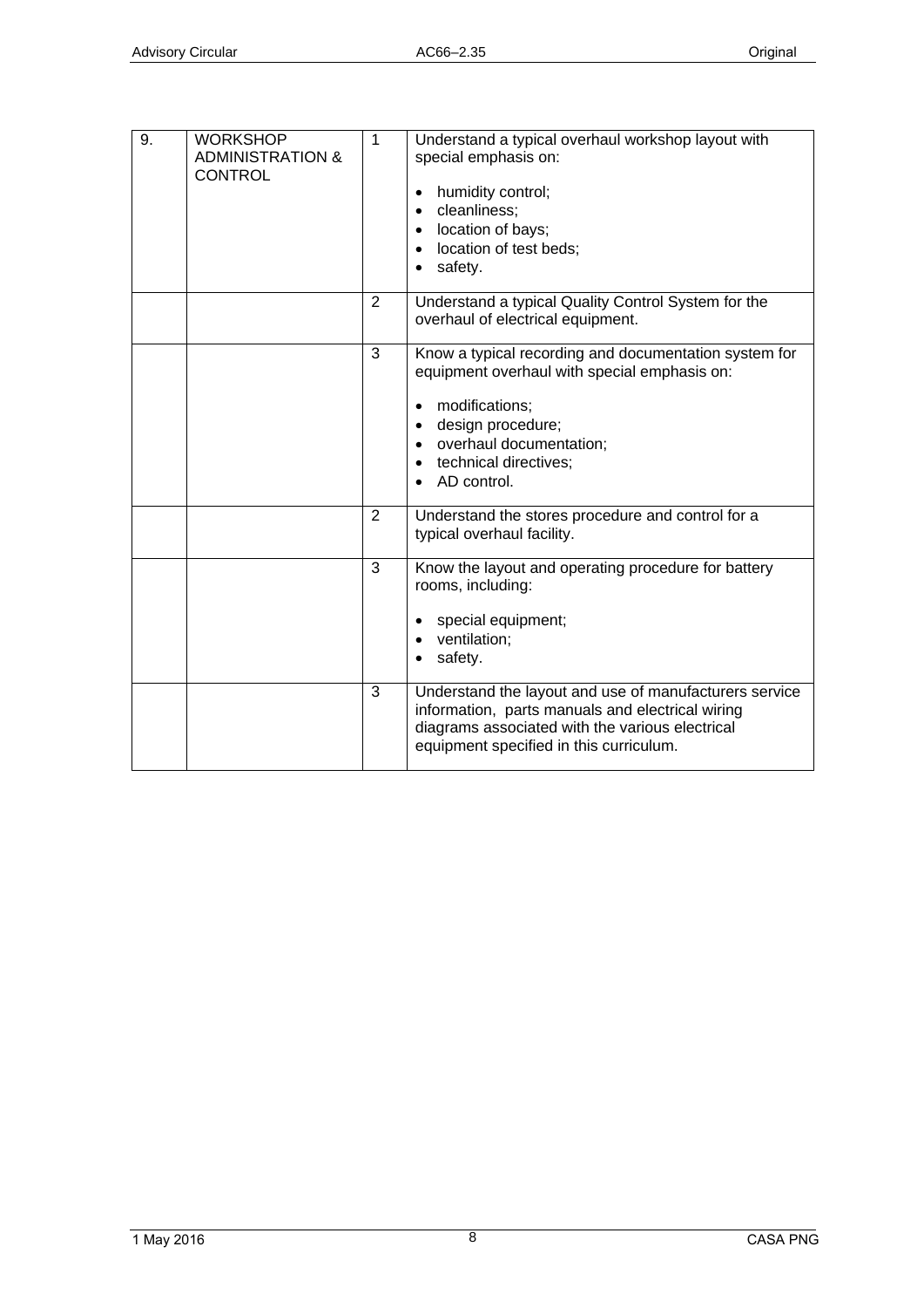| 9. | WORKSHOP ADMINISTRATION & CONTROL | 1 | Understand a typical overhaul workshop layout with special emphasis on:<br><br>• humidity control;<br>• cleanliness;<br>• location of bays;<br>• location of test beds;<br>• safety. |
|---|---|---|---|
| | | 2 | Understand a typical Quality Control System for the overhaul of electrical equipment. |
| | | 3 | Know a typical recording and documentation system for equipment overhaul with special emphasis on:<br><br>• modifications;<br>• design procedure;<br>• overhaul documentation;<br>• technical directives;<br>• AD control. |
| | | 2 | Understand the stores procedure and control for a typical overhaul facility. |
| | | 3 | Know the layout and operating procedure for battery rooms, including:<br><br>• special equipment;<br>• ventilation;<br>• safety. |
| | | 3 | Understand the layout and use of manufacturers service information, parts manuals and electrical wiring diagrams associated with the various electrical equipment specified in this curriculum. |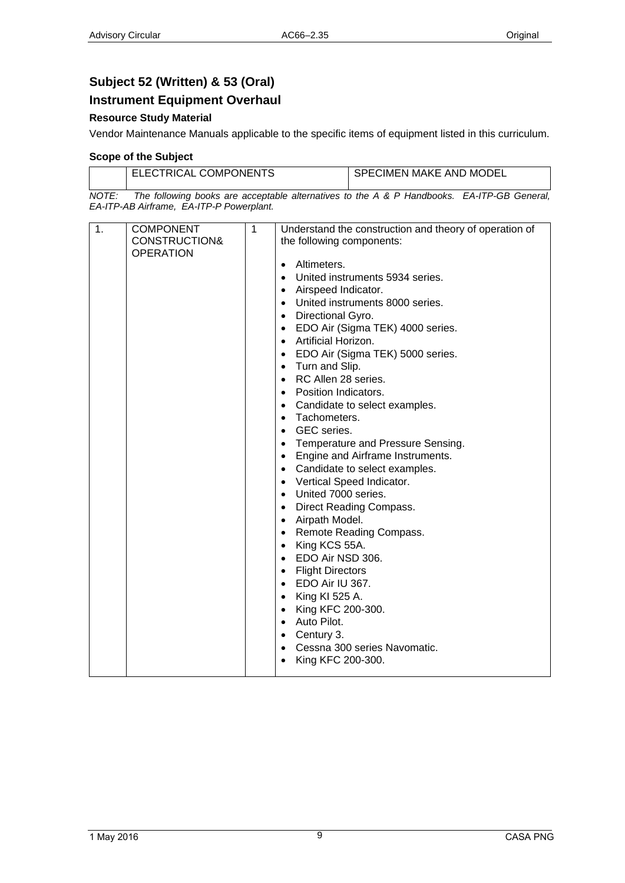## Subject 52 (Written) & 53 (Oral)

## Instrument Equipment Overhaul

### Resource Study Material

Vendor Maintenance Manuals applicable to the specific items of equipment listed in this curriculum.

### Scope of the Subject

| | ELECTRICAL COMPONENTS | SPECIMEN MAKE AND MODEL |
|---|---|---|

*NOTE: The following books are acceptable alternatives to the A & P Handbooks. EA-ITP-GB General, EA-ITP-AB Airframe, EA-ITP-P Powerplant.*

| 1. | COMPONENT CONSTRUCTION& OPERATION | 1 | Understand the construction and theory of operation of the following components:<br><br>• Altimeters.<br>• United instruments 5934 series.<br>• Airspeed Indicator.<br>• United instruments 8000 series.<br>• Directional Gyro.<br>• EDO Air (Sigma TEK) 4000 series.<br>• Artificial Horizon.<br>• EDO Air (Sigma TEK) 5000 series.<br>• Turn and Slip.<br>• RC Allen 28 series.<br>• Position Indicators.<br>• Candidate to select examples.<br>• Tachometers.<br>• GEC series.<br>• Temperature and Pressure Sensing.<br>• Engine and Airframe Instruments.<br>• Candidate to select examples.<br>• Vertical Speed Indicator.<br>• United 7000 series.<br>• Direct Reading Compass.<br>• Airpath Model.<br>• Remote Reading Compass.<br>• King KCS 55A.<br>• EDO Air NSD 306.<br>• Flight Directors<br>• EDO Air IU 367.<br>• King KI 525 A.<br>• King KFC 200-300.<br>• Auto Pilot.<br>• Century 3.<br>• Cessna 300 series Navomatic.<br>• King KFC 200-300. |
|---|---|---|---|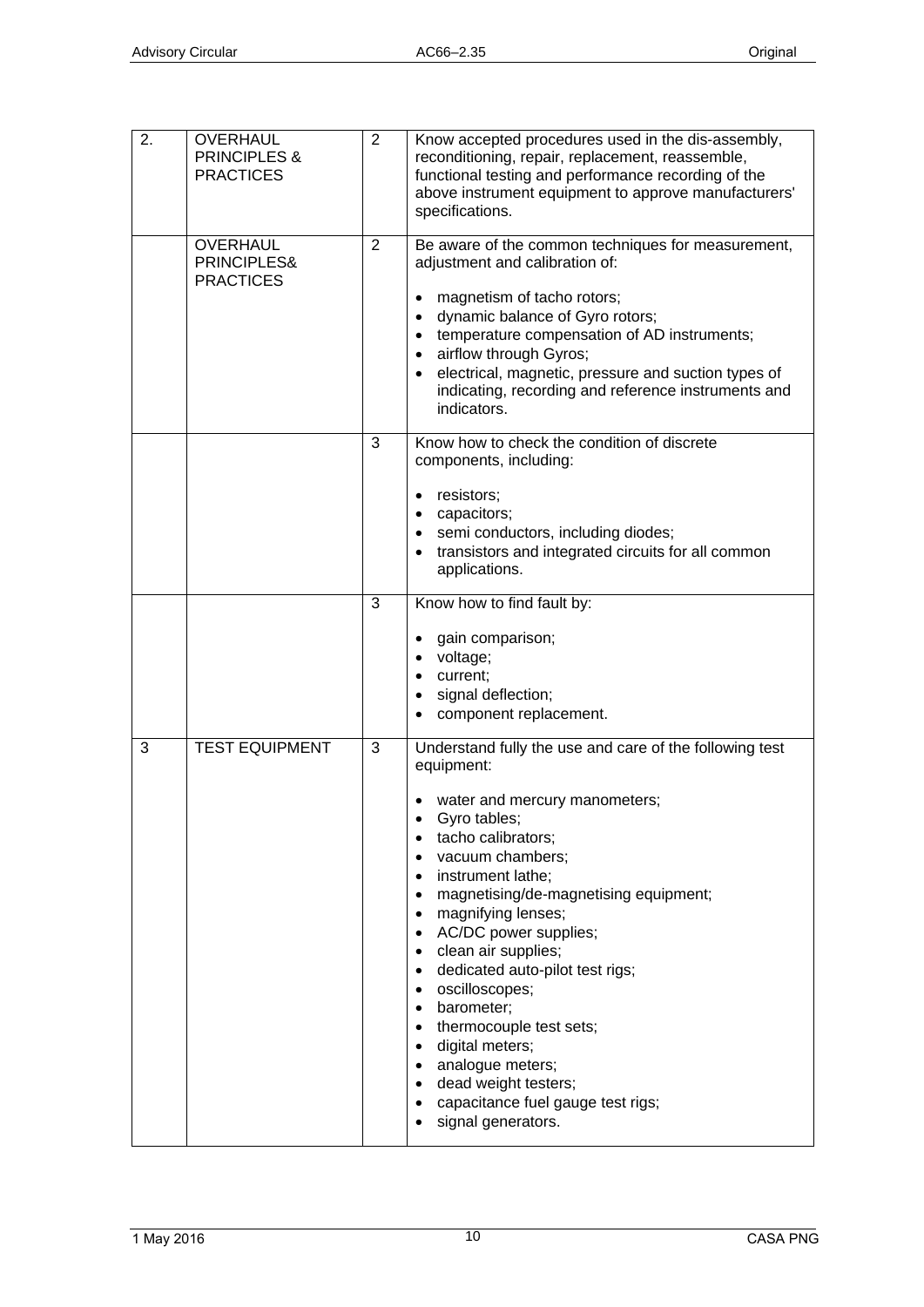| | | | |
|---|---|---|---|
| 2. | OVERHAUL PRINCIPLES & PRACTICES | 2 | Know accepted procedures used in the dis-assembly, reconditioning, repair, replacement, reassemble, functional testing and performance recording of the above instrument equipment to approve manufacturers' specifications. |
| | OVERHAUL PRINCIPLES& PRACTICES | 2 | Be aware of the common techniques for measurement, adjustment and calibration of:<br><br>• magnetism of tacho rotors;<br>• dynamic balance of Gyro rotors;<br>• temperature compensation of AD instruments;<br>• airflow through Gyros;<br>• electrical, magnetic, pressure and suction types of indicating, recording and reference instruments and indicators. |
| | | 3 | Know how to check the condition of discrete components, including:<br><br>• resistors;<br>• capacitors;<br>• semi conductors, including diodes;<br>• transistors and integrated circuits for all common applications. |
| | | 3 | Know how to find fault by:<br><br>• gain comparison;<br>• voltage;<br>• current;<br>• signal deflection;<br>• component replacement. |
| 3 | TEST EQUIPMENT | 3 | Understand fully the use and care of the following test equipment:<br><br>• water and mercury manometers;<br>• Gyro tables;<br>• tacho calibrators;<br>• vacuum chambers;<br>• instrument lathe;<br>• magnetising/de-magnetising equipment;<br>• magnifying lenses;<br>• AC/DC power supplies;<br>• clean air supplies;<br>• dedicated auto-pilot test rigs;<br>• oscilloscopes;<br>• barometer;<br>• thermocouple test sets;<br>• digital meters;<br>• analogue meters;<br>• dead weight testers;<br>• capacitance fuel gauge test rigs;<br>• signal generators. |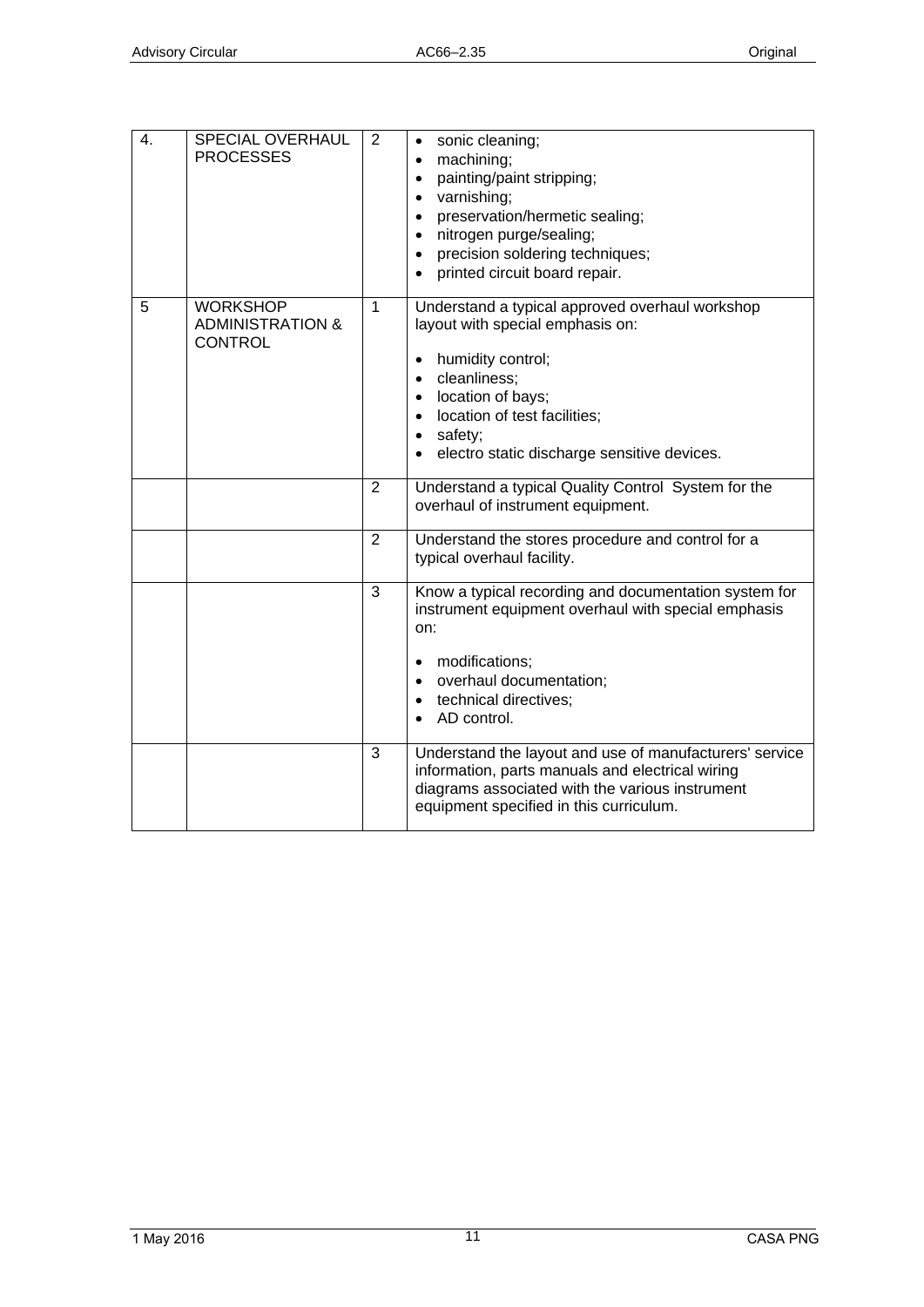| | | | |
|---|---|---|---|
| 4. | SPECIAL OVERHAUL PROCESSES | 2 | • sonic cleaning;<br>• machining;<br>• painting/paint stripping;<br>• varnishing;<br>• preservation/hermetic sealing;<br>• nitrogen purge/sealing;<br>• precision soldering techniques;<br>• printed circuit board repair. |
| 5 | WORKSHOP ADMINISTRATION & CONTROL | 1 | Understand a typical approved overhaul workshop layout with special emphasis on:<br>• humidity control;<br>• cleanliness;<br>• location of bays;<br>• location of test facilities;<br>• safety;<br>• electro static discharge sensitive devices. |
| | | 2 | Understand a typical Quality Control System for the overhaul of instrument equipment. |
| | | 2 | Understand the stores procedure and control for a typical overhaul facility. |
| | | 3 | Know a typical recording and documentation system for instrument equipment overhaul with special emphasis on:<br>• modifications;<br>• overhaul documentation;<br>• technical directives;<br>• AD control. |
| | | 3 | Understand the layout and use of manufacturers' service information, parts manuals and electrical wiring diagrams associated with the various instrument equipment specified in this curriculum. |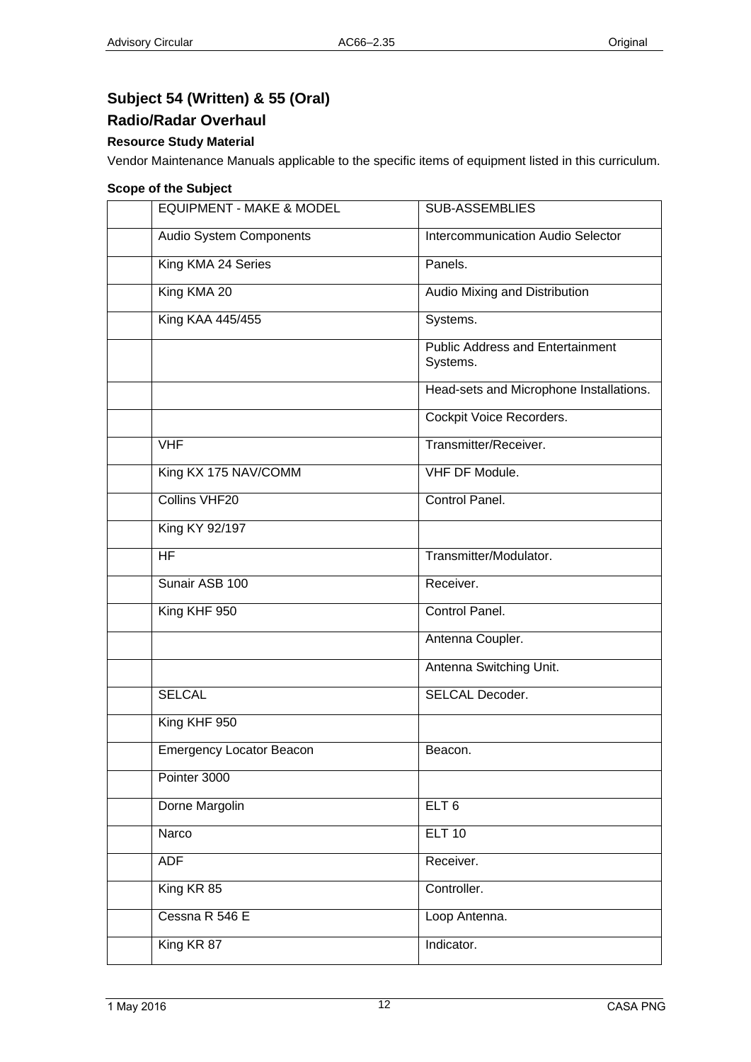## Subject 54 (Written) & 55 (Oral)

## Radio/Radar Overhaul

#### Resource Study Material

Vendor Maintenance Manuals applicable to the specific items of equipment listed in this curriculum.

#### Scope of the Subject

| | EQUIPMENT - MAKE & MODEL | SUB-ASSEMBLIES |
|---|---|---|
| | Audio System Components | Intercommunication Audio Selector |
| | King KMA 24 Series | Panels. |
| | King KMA 20 | Audio Mixing and Distribution |
| | King KAA 445/455 | Systems. |
| | | Public Address and Entertainment Systems. |
| | | Head-sets and Microphone Installations. |
| | | Cockpit Voice Recorders. |
| | VHF | Transmitter/Receiver. |
| | King KX 175 NAV/COMM | VHF DF Module. |
| | Collins VHF20 | Control Panel. |
| | King KY 92/197 | |
| | HF | Transmitter/Modulator. |
| | Sunair ASB 100 | Receiver. |
| | King KHF 950 | Control Panel. |
| | | Antenna Coupler. |
| | | Antenna Switching Unit. |
| | SELCAL | SELCAL Decoder. |
| | King KHF 950 | |
| | Emergency Locator Beacon | Beacon. |
| | Pointer 3000 | |
| | Dorne Margolin | ELT 6 |
| | Narco | ELT 10 |
| | ADF | Receiver. |
| | King KR 85 | Controller. |
| | Cessna R 546 E | Loop Antenna. |
| | King KR 87 | Indicator. |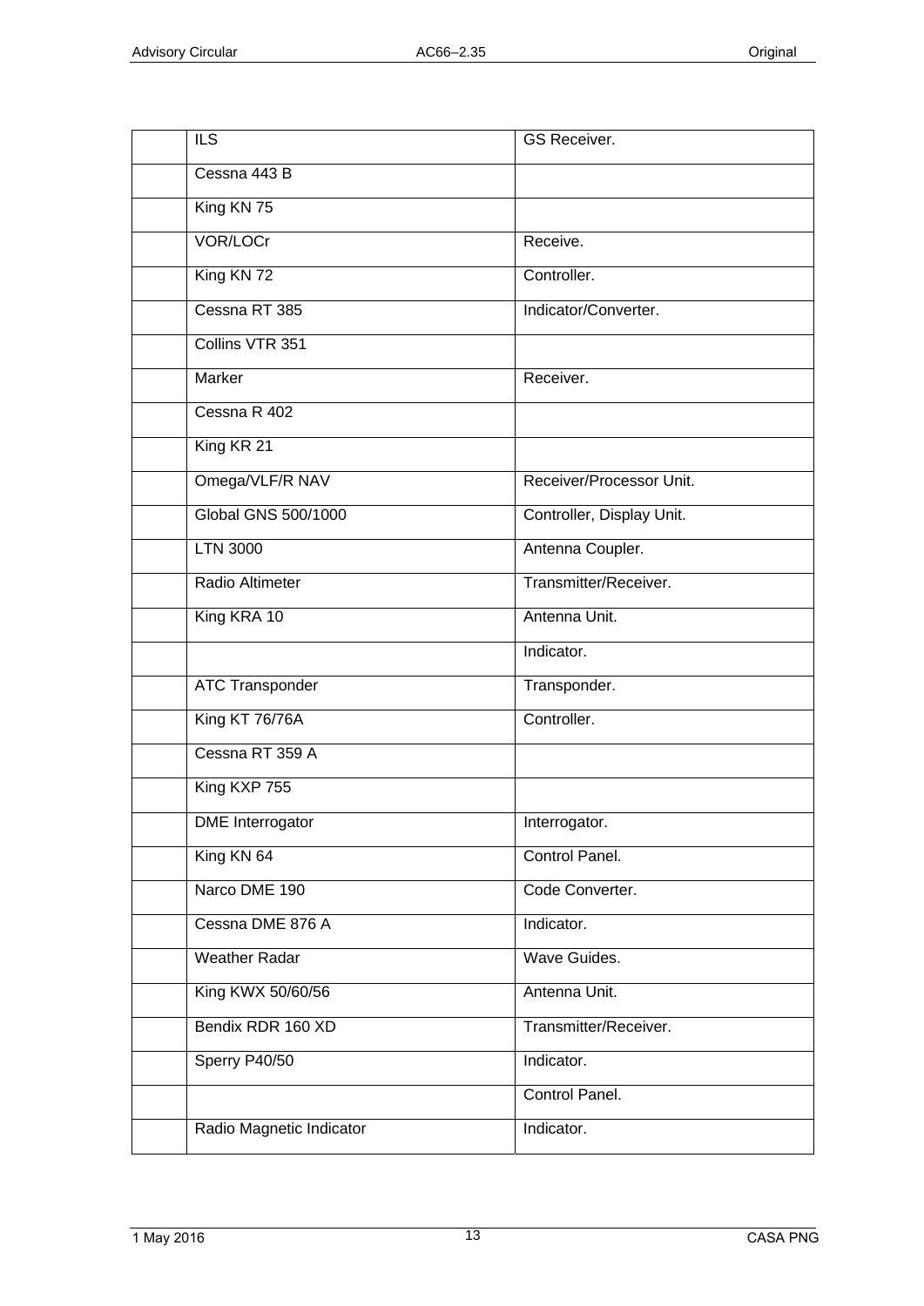| | | |
|---|---|---|
| | ILS | GS Receiver. |
| | Cessna 443 B | |
| | King KN 75 | |
| | VOR/LOCr | Receive. |
| | King KN 72 | Controller. |
| | Cessna RT 385 | Indicator/Converter. |
| | Collins VTR 351 | |
| | Marker | Receiver. |
| | Cessna R 402 | |
| | King KR 21 | |
| | Omega/VLF/R NAV | Receiver/Processor Unit. |
| | Global GNS 500/1000 | Controller, Display Unit. |
| | LTN 3000 | Antenna Coupler. |
| | Radio Altimeter | Transmitter/Receiver. |
| | King KRA 10 | Antenna Unit. |
| | | Indicator. |
| | ATC Transponder | Transponder. |
| | King KT 76/76A | Controller. |
| | Cessna RT 359 A | |
| | King KXP 755 | |
| | DME Interrogator | Interrogator. |
| | King KN 64 | Control Panel. |
| | Narco DME 190 | Code Converter. |
| | Cessna DME 876 A | Indicator. |
| | Weather Radar | Wave Guides. |
| | King KWX 50/60/56 | Antenna Unit. |
| | Bendix RDR 160 XD | Transmitter/Receiver. |
| | Sperry P40/50 | Indicator. |
| | | Control Panel. |
| | Radio Magnetic Indicator | Indicator. |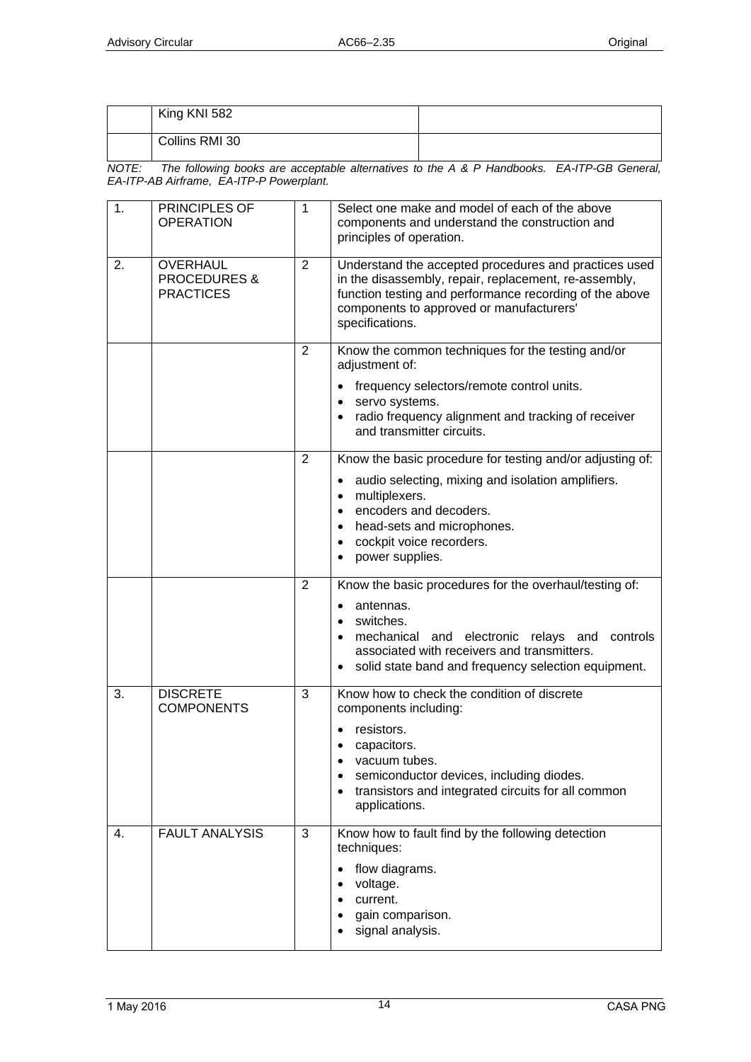| | | |
|---|---|---|
| | King KNI 582 | |
| | Collins RMI 30 | |

*NOTE: The following books are acceptable alternatives to the A & P Handbooks. EA-ITP-GB General, EA-ITP-AB Airframe, EA-ITP-P Powerplant.*

| | | | |
|---|---|---|---|
| 1. | PRINCIPLES OF OPERATION | 1 | Select one make and model of each of the above components and understand the construction and principles of operation. |
| 2. | OVERHAUL PROCEDURES & PRACTICES | 2 | Understand the accepted procedures and practices used in the disassembly, repair, replacement, re-assembly, function testing and performance recording of the above components to approved or manufacturers' specifications. |
| | | 2 | Know the common techniques for the testing and/or adjustment of:<br>• frequency selectors/remote control units.<br>• servo systems.<br>• radio frequency alignment and tracking of receiver and transmitter circuits. |
| | | 2 | Know the basic procedure for testing and/or adjusting of:<br>• audio selecting, mixing and isolation amplifiers.<br>• multiplexers.<br>• encoders and decoders.<br>• head-sets and microphones.<br>• cockpit voice recorders.<br>• power supplies. |
| | | 2 | Know the basic procedures for the overhaul/testing of:<br>• antennas.<br>• switches.<br>• mechanical and electronic relays and controls associated with receivers and transmitters.<br>• solid state band and frequency selection equipment. |
| 3. | DISCRETE COMPONENTS | 3 | Know how to check the condition of discrete components including:<br>• resistors.<br>• capacitors.<br>• vacuum tubes.<br>• semiconductor devices, including diodes.<br>• transistors and integrated circuits for all common applications. |
| 4. | FAULT ANALYSIS | 3 | Know how to fault find by the following detection techniques:<br>• flow diagrams.<br>• voltage.<br>• current.<br>• gain comparison.<br>• signal analysis. |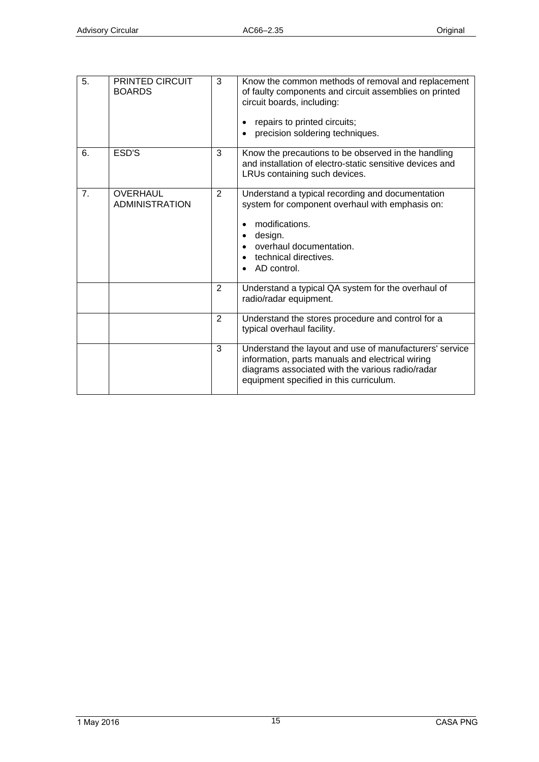| | | | |
|---|---|---|---|
| 5. | PRINTED CIRCUIT BOARDS | 3 | Know the common methods of removal and replacement of faulty components and circuit assemblies on printed circuit boards, including:<br><br>• repairs to printed circuits;<br>• precision soldering techniques. |
| 6. | ESD'S | 3 | Know the precautions to be observed in the handling and installation of electro-static sensitive devices and LRUs containing such devices. |
| 7. | OVERHAUL ADMINISTRATION | 2 | Understand a typical recording and documentation system for component overhaul with emphasis on:<br><br>• modifications.<br>• design.<br>• overhaul documentation.<br>• technical directives.<br>• AD control. |
| | | 2 | Understand a typical QA system for the overhaul of radio/radar equipment. |
| | | 2 | Understand the stores procedure and control for a typical overhaul facility. |
| | | 3 | Understand the layout and use of manufacturers' service information, parts manuals and electrical wiring diagrams associated with the various radio/radar equipment specified in this curriculum. |